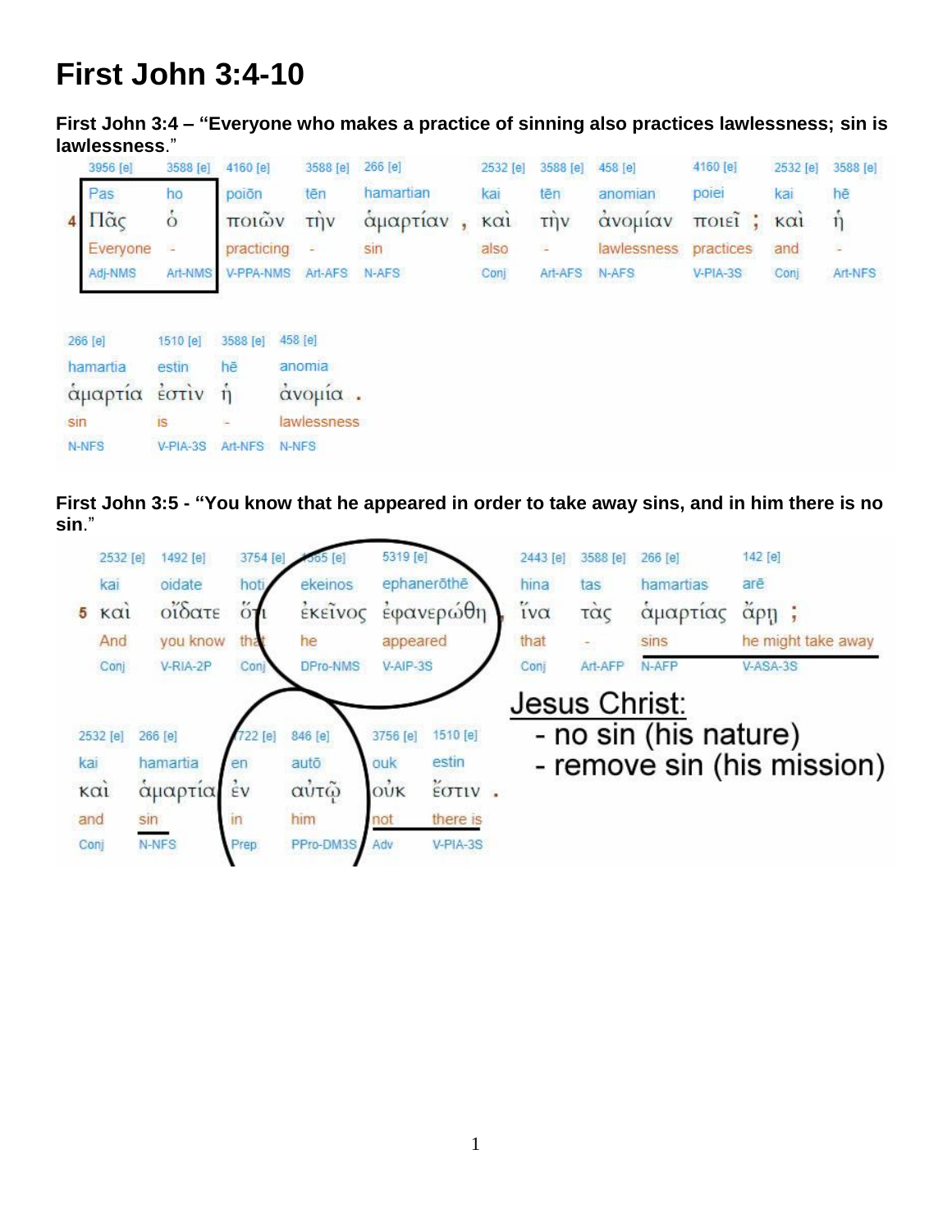# First John 3:4-10

**First John 3:4 – "Everyone who makes a practice of sinning also practices lawlessness; sin is lawlessness."**

| | | | | | | | | | | | |
|---|---|---|---|---|---|---|---|---|---|---|---|
| 3956 [e] | 3588 [e] | 4160 [e] | 3588 [e] | 266 [e] | | 2532 [e] | 3588 [e] | 458 [e] | 4160 [e] | 2532 [e] | 3588 [e] |
| Pas | ho | poiōn | tēn | hamartian | | kai | tēn | anomian | poiei | kai | hē |
| 4 Πᾶς | ὁ | ποιῶν | τὴν | ἁμαρτίαν | , | καὶ | τὴν | ἀνομίαν | ποιεῖ ; | καὶ | ἡ |
| Everyone | - | practicing | - | sin | | also | - | lawlessness | practices | and | - |
| Adj-NMS | Art-NMS | V-PPA-NMS | Art-AFS | N-AFS | | Conj | Art-AFS | N-AFS | V-PIA-3S | Conj | Art-NFS |

| | | | |
|---|---|---|---|
| 266 [e] | 1510 [e] | 3588 [e] | 458 [e] |
| hamartia | estin | hē | anomia |
| ἁμαρτία | ἐστὶν | ἡ | ἀνομία . |
| sin | is | - | lawlessness |
| N-NFS | V-PIA-3S | Art-NFS | N-NFS |

**First John 3:5 - "You know that he appeared in order to take away sins, and in him there is no sin."**

| | | | | | | | | |
|---|---|---|---|---|---|---|---|---|
| 2532 [e] | 1492 [e] | 3754 [e] | 1565 [e] | 5319 [e] | 2443 [e] | 3588 [e] | 266 [e] | 142 [e] |
| kai | oidate | hoti | ekeinos | ephanerōthē | hina | tas | hamartias | arē |
| 5 καὶ | οἴδατε | ὅτι | ἐκεῖνος | ἐφανερώθη | ἵνα | τὰς | ἁμαρτίας | ἄρῃ ; |
| And | you know | that | he | appeared | that | - | sins | he might take away |
| Conj | V-RIA-2P | Conj | DPro-NMS | V-AIP-3S | Conj | Art-AFP | N-AFP | V-ASA-3S |

| | | | | | |
|---|---|---|---|---|---|
| 2532 [e] | 266 [e] | 1722 [e] | 846 [e] | 3756 [e] | 1510 [e] |
| kai | hamartia | en | autō | ouk | estin |
| καὶ | ἁμαρτία | ἐν | αὐτῷ | οὐκ | ἔστιν . |
| and | sin | in | him | not | there is |
| Conj | N-NFS | Prep | PPro-DM3S | Adv | V-PIA-3S |

Jesus Christ:
- no sin (his nature)
- remove sin (his mission)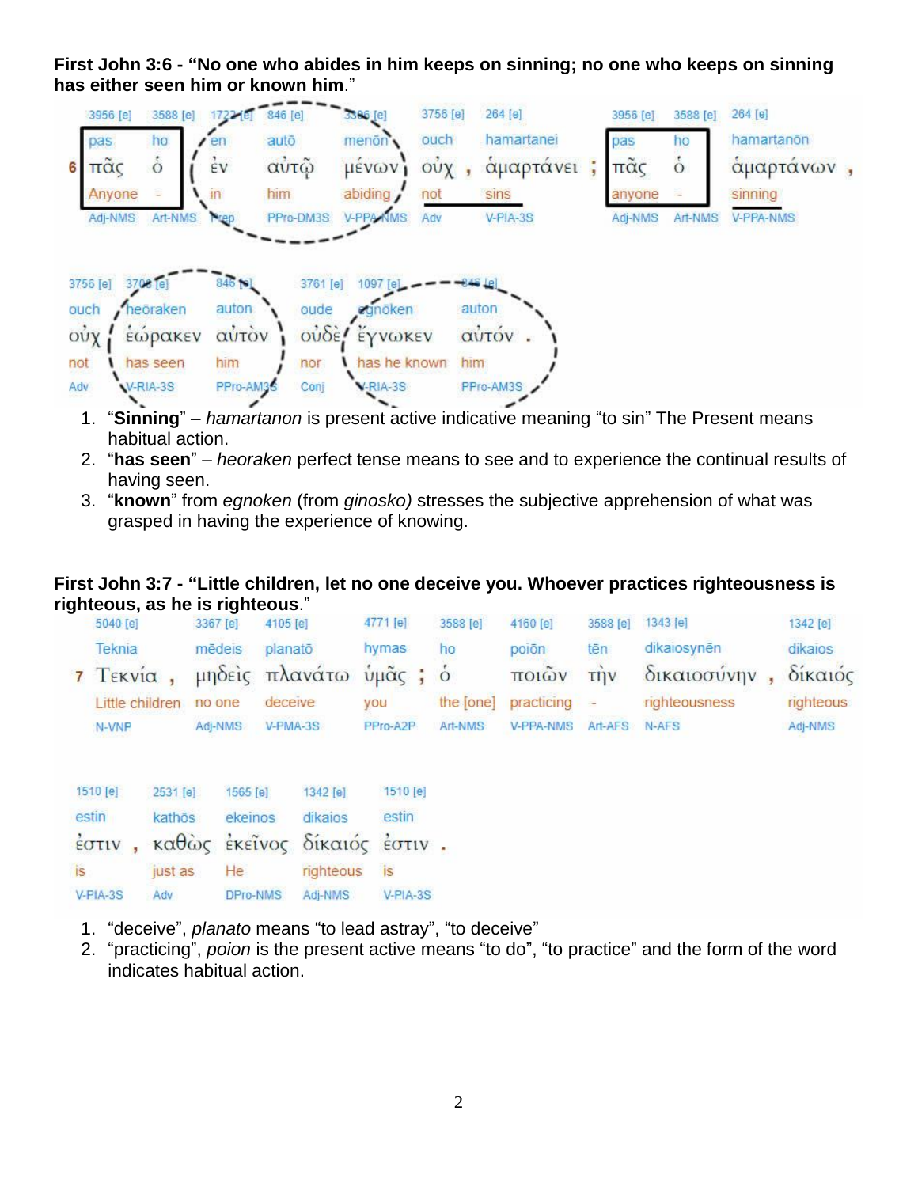**First John 3:6 - "No one who abides in him keeps on sinning; no one who keeps on sinning has either seen him or known him**."

| | | | | | | | | | | | |
|---|---|---|---|---|---|---|---|---|---|---|---|
| 3956 [e] | 3588 [e] | 1722 [e] | 846 [e] | 3306 [e] | 3756 [e] | 264 [e] | | 3956 [e] | 3588 [e] | 264 [e] | |
| pas | ho | en | autō | menōn | ouch | hamartanei | | pas | ho | hamartanōn | |
| 6 πᾶς | ὁ | ἐν | αὐτῷ | μένων | οὐχ , | ἁμαρτάνει | ; | πᾶς | ὁ | ἁμαρτάνων | , |
| Anyone | - | in | him | abiding | not | sins | | anyone | - | sinning | |
| Adj-NMS | Art-NMS | Prep | PPro-DM3S | V-PPA-NMS | Adv | V-PIA-3S | | Adj-NMS | Art-NMS | V-PPA-NMS | |

| | | | | | |
|---|---|---|---|---|---|
| 3756 [e] | 3708 [e] | 846 [e] | 3761 [e] | 1097 [e] | 846 [e] |
| ouch | heōraken | auton | oude | egnōken | auton |
| οὐχ | ἑώρακεν | αὐτὸν | οὐδὲ | ἔγνωκεν | αὐτόν . |
| not | has seen | him | nor | has he known | him |
| Adv | V-RIA-3S | PPro-AM3S | Conj | V-RIA-3S | PPro-AM3S |

1. "**Sinning**" – *hamartanon* is present active indicative meaning "to sin" The Present means habitual action.
2. "**has seen**" – *heoraken* perfect tense means to see and to experience the continual results of having seen.
3. "**known**" from *egnoken* (from *ginosko)* stresses the subjective apprehension of what was grasped in having the experience of knowing.

**First John 3:7 - "Little children, let no one deceive you. Whoever practices righteousness is righteous, as he is righteous**."

| | | | | | | | | | |
|---|---|---|---|---|---|---|---|---|---|
| 5040 [e] | 3367 [e] | 4105 [e] | 4771 [e] | 3588 [e] | 4160 [e] | 3588 [e] | 1343 [e] | | 1342 [e] |
| Teknia | mēdeis | planatō | hymas | ho | poiōn | tēn | dikaiosynēn | | dikaios |
| 7 Τεκνία , | μηδεὶς | πλανάτω | ὑμᾶς ; | ὁ | ποιῶν | τὴν | δικαιοσύνην | , | δίκαιός |
| Little children | no one | deceive | you | the [one] | practicing | - | righteousness | | righteous |
| N-VNP | Adj-NMS | V-PMA-3S | PPro-A2P | Art-NMS | V-PPA-NMS | Art-AFS | N-AFS | | Adj-NMS |

| | | | | |
|---|---|---|---|---|
| 1510 [e] | 2531 [e] | 1565 [e] | 1342 [e] | 1510 [e] |
| estin | kathōs | ekeinos | dikaios | estin |
| ἐστιν , | καθὼς | ἐκεῖνος | δίκαιός | ἐστιν . |
| is | just as | He | righteous | is |
| V-PIA-3S | Adv | DPro-NMS | Adj-NMS | V-PIA-3S |

1. "deceive", *planato* means "to lead astray", "to deceive"
2. "practicing", *poion* is the present active means "to do", "to practice" and the form of the word indicates habitual action.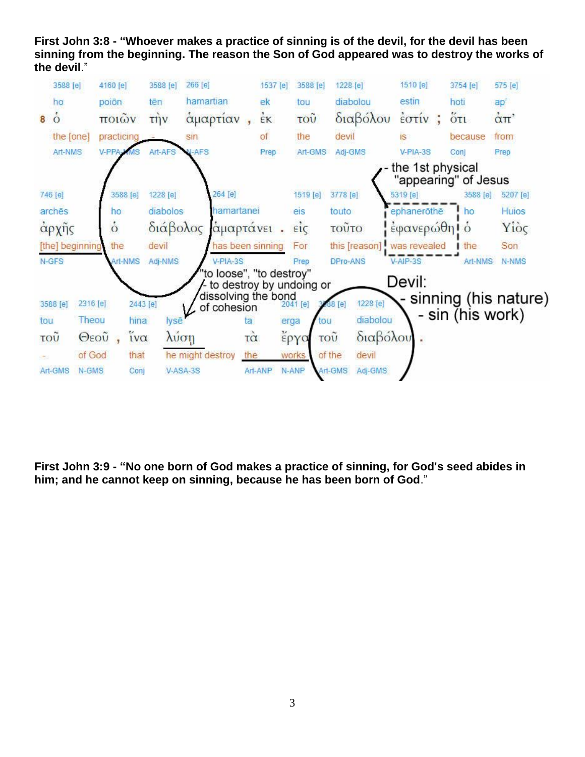**First John 3:8 - "Whoever makes a practice of sinning is of the devil, for the devil has been sinning from the beginning. The reason the Son of God appeared was to destroy the works of the devil**."

| | | | | | | | | | | |
|---|---|---|---|---|---|---|---|---|---|---|
| 8 | 3588 [e] | 4160 [e] | 3588 [e] | 266 [e] | 1537 [e] | 3588 [e] | 1228 [e] | 1510 [e] | 3754 [e] | 575 [e] |
| | ho | poiōn | tēn | hamartian | ek | tou | diabolou | estin | hoti | ap' |
| | ὁ | ποιῶν | τὴν | ἁμαρτίαν , | ἐκ | τοῦ | διαβόλου | ἐστίν ; | ὅτι | ἀπ' |
| | the [one] | practicing | - | sin | of | the | devil | is | because | from |
| | Art-NMS | V-PPA-NMS | Art-AFS | N-AFS | Prep | Art-GMS | Adj-GMS | V-PIA-3S | Conj | Prep |

- the 1st physical "appearing" of Jesus

| | | | | | | | | | |
|---|---|---|---|---|---|---|---|---|---|
| 746 [e] | 3588 [e] | 1228 [e] | 264 [e] | 1519 [e] | 3778 [e] | 5319 [e] | 3588 [e] | 5207 [e] |
| archēs | ho | diabolos | hamartanei | eis | touto | ephanerōthē | ho | Huios |
| ἀρχῆς | ὁ | διάβολος | ἁμαρτάνει . | εἰς | τοῦτο | ἐφανερώθη | ὁ | Υἱὸς |
| [the] beginning | the | devil | has been sinning | For | this [reason] | was revealed | the | Son |
| N-GFS | Art-NMS | Adj-NMS | V-PIA-3S | Prep | DPro-ANS | V-AIP-3S | Art-NMS | N-NMS |

"to loose", "to destroy"
- to destroy by undoing or dissolving the bond of cohesion

Devil:
- sinning (his nature)
- sin (his work)

| | | | | | | | |
|---|---|---|---|---|---|---|---|
| 3588 [e] | 2316 [e] | 2443 [e] | 3089 [e] | 3588 [e] | 2041 [e] | 3588 [e] | 1228 [e] |
| tou | Theou | hina | lysē | ta | erga | tou | diabolou |
| τοῦ | Θεοῦ , | ἵνα | λύσῃ | τὰ | ἔργα | τοῦ | διαβόλου . |
| - | of God | that | he might destroy | the | works | of the | devil |
| Art-GMS | N-GMS | Conj | V-ASA-3S | Art-ANP | N-ANP | Art-GMS | Adj-GMS |

**First John 3:9 - "No one born of God makes a practice of sinning, for God's seed abides in him; and he cannot keep on sinning, because he has been born of God**."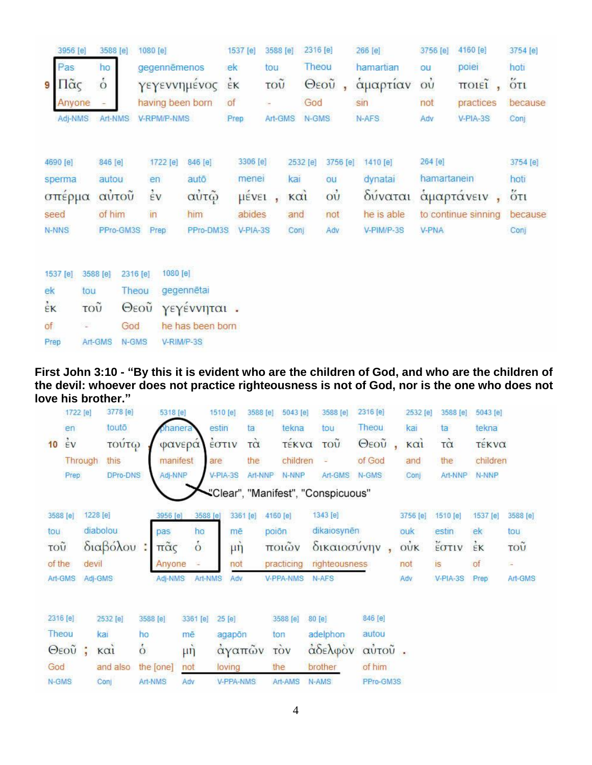| | | | | | | | | | | |
|---|---|---|---|---|---|---|---|---|---|---|
| 3956 [e] | 3588 [e] | 1080 [e] | 1537 [e] | 3588 [e] | 2316 [e] | 266 [e] | 3756 [e] | 4160 [e] | 3754 [e] |
| Pas | ho | gegennēmenos | ek | tou | Theou | hamartian | ou | poiei | hoti |
| **9** Πᾶς | ὁ | γεγεννημένος | ἐκ | τοῦ | Θεοῦ , | ἁμαρτίαν | οὐ | ποιεῖ , | ὅτι |
| Anyone | - | having been born | of | - | God | sin | not | practices | because |
| Adj-NMS | Art-NMS | V-RPM/P-NMS | Prep | Art-GMS | N-GMS | N-AFS | Adv | V-PIA-3S | Conj |

| | | | | | | | | | | |
|---|---|---|---|---|---|---|---|---|---|---|
| 4690 [e] | 846 [e] | 1722 [e] | 846 [e] | 3306 [e] | 2532 [e] | 3756 [e] | 1410 [e] | 264 [e] | 3754 [e] |
| sperma | autou | en | autō | menei | kai | ou | dynatai | hamartanein | hoti |
| σπέρμα | αὐτοῦ | ἐν | αὐτῷ | μένει , | καὶ | οὐ | δύναται | ἁμαρτάνειν , | ὅτι |
| seed | of him | in | him | abides | and | not | he is able | to continue sinning | because |
| N-NNS | PPro-GM3S | Prep | PPro-DM3S | V-PIA-3S | Conj | Adv | V-PIM/P-3S | V-PNA | Conj |

| | | | |
|---|---|---|---|
| 1537 [e] | 3588 [e] | 2316 [e] | 1080 [e] |
| ek | tou | Theou | gegennētai |
| ἐκ | τοῦ | Θεοῦ | γεγέννηται . |
| of | - | God | he has been born |
| Prep | Art-GMS | N-GMS | V-RIM/P-3S |

**First John 3:10 - "By this it is evident who are the children of God, and who are the children of the devil: whoever does not practice righteousness is not of God, nor is the one who does not love his brother."**

| | | | | | | | | | | | |
|---|---|---|---|---|---|---|---|---|---|---|---|
| 1722 [e] | 3778 [e] | 5318 [e] | 1510 [e] | 3588 [e] | 5043 [e] | 3588 [e] | 2316 [e] | 2532 [e] | 3588 [e] | 5043 [e] |
| en | toutō | phanera | estin | ta | tekna | tou | Theou | kai | ta | tekna |
| **10** ἐν | τούτῳ | φανερά | ἐστιν | τὰ | τέκνα | τοῦ | Θεοῦ , | καὶ | τὰ | τέκνα |
| Through | this | manifest | are | the | children | - | of God | and | the | children |
| Prep | DPro-DNS | Adj-NNP | V-PIA-3S | Art-NNP | N-NNP | Art-GMS | N-GMS | Conj | Art-NNP | N-NNP |

"Clear", "Manifest", "Conspicuous"

| | | | | | | | | | | | |
|---|---|---|---|---|---|---|---|---|---|---|---|
| 3588 [e] | 1228 [e] | 3956 [e] | 3588 [e] | 3361 [e] | 4160 [e] | 1343 [e] | 3756 [e] | 1510 [e] | 1537 [e] | 3588 [e] |
| tou | diabolou | pas | ho | mē | poiōn | dikaiosynēn | ouk | estin | ek | tou |
| τοῦ | διαβόλου : | πᾶς | ὁ | μὴ | ποιῶν | δικαιοσύνην , | οὐκ | ἔστιν | ἐκ | τοῦ |
| of the | devil | Anyone | - | not | practicing | righteousness | not | is | of | - |
| Art-GMS | Adj-GMS | Adj-NMS | Art-NMS | Adv | V-PPA-NMS | N-AFS | Adv | V-PIA-3S | Prep | Art-GMS |

| | | | | | | | |
|---|---|---|---|---|---|---|---|
| 2316 [e] | 2532 [e] | 3588 [e] | 3361 [e] | 25 [e] | 3588 [e] | 80 [e] | 846 [e] |
| Theou | kai | ho | mē | agapōn | ton | adelphon | autou |
| Θεοῦ ; | καὶ | ὁ | μὴ | ἀγαπῶν | τὸν | ἀδελφὸν | αὐτοῦ . |
| God | and also | the [one] | not | loving | the | brother | of him |
| N-GMS | Conj | Art-NMS | Adv | V-PPA-NMS | Art-AMS | N-AMS | PPro-GM3S |